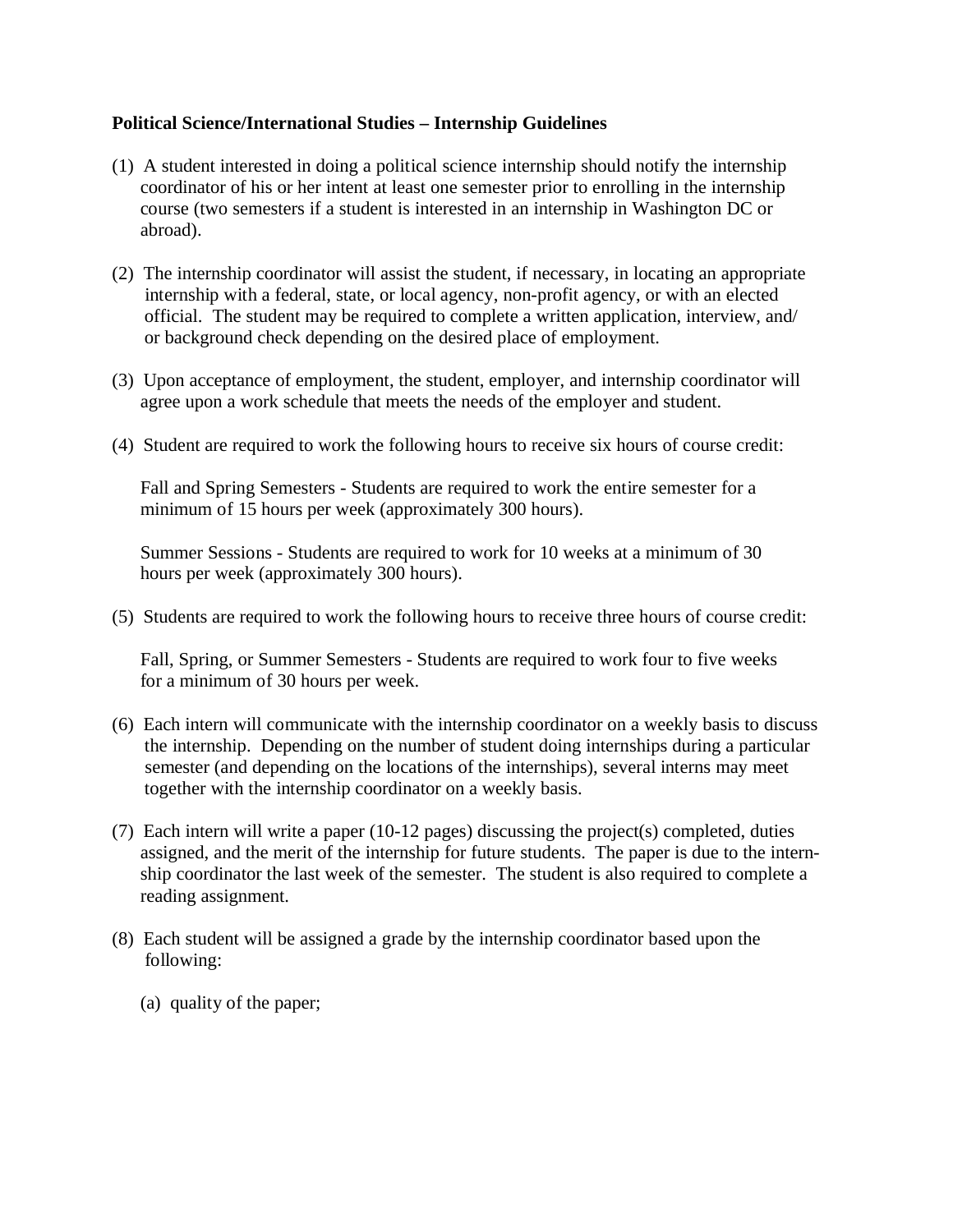**Political Science/International Studies – Internship Guidelines**

(1) A student interested in doing a political science internship should notify the internship coordinator of his or her intent at least one semester prior to enrolling in the internship course (two semesters if a student is interested in an internship in Washington DC or abroad).

(2) The internship coordinator will assist the student, if necessary, in locating an appropriate internship with a federal, state, or local agency, non-profit agency, or with an elected official. The student may be required to complete a written application, interview, and/ or background check depending on the desired place of employment.

(3) Upon acceptance of employment, the student, employer, and internship coordinator will agree upon a work schedule that meets the needs of the employer and student.

(4) Student are required to work the following hours to receive six hours of course credit:

Fall and Spring Semesters - Students are required to work the entire semester for a minimum of 15 hours per week (approximately 300 hours).

Summer Sessions - Students are required to work for 10 weeks at a minimum of 30 hours per week (approximately 300 hours).

(5) Students are required to work the following hours to receive three hours of course credit:

Fall, Spring, or Summer Semesters - Students are required to work four to five weeks for a minimum of 30 hours per week.

(6) Each intern will communicate with the internship coordinator on a weekly basis to discuss the internship. Depending on the number of student doing internships during a particular semester (and depending on the locations of the internships), several interns may meet together with the internship coordinator on a weekly basis.

(7) Each intern will write a paper (10-12 pages) discussing the project(s) completed, duties assigned, and the merit of the internship for future students. The paper is due to the internship coordinator the last week of the semester. The student is also required to complete a reading assignment.

(8) Each student will be assigned a grade by the internship coordinator based upon the following:

(a) quality of the paper;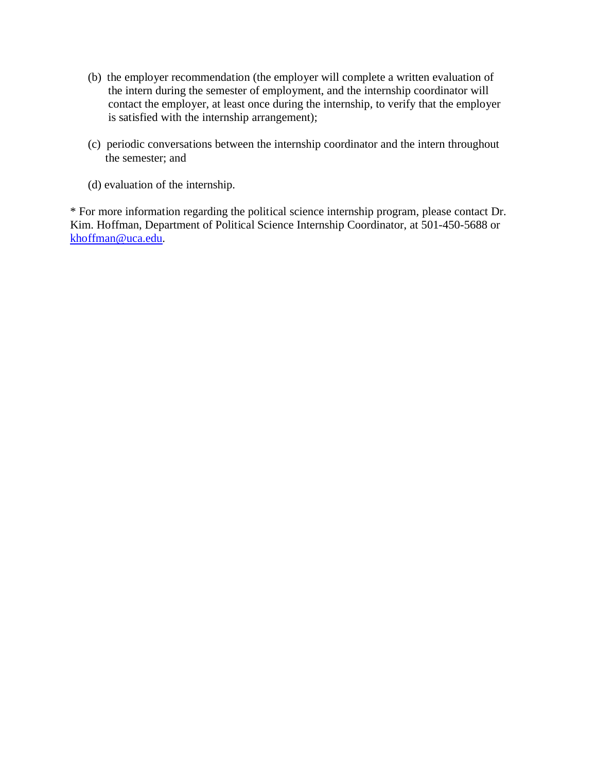(b) the employer recommendation (the employer will complete a written evaluation of the intern during the semester of employment, and the internship coordinator will contact the employer, at least once during the internship, to verify that the employer is satisfied with the internship arrangement);

(c) periodic conversations between the internship coordinator and the intern throughout the semester; and

(d) evaluation of the internship.

* For more information regarding the political science internship program, please contact Dr. Kim. Hoffman, Department of Political Science Internship Coordinator, at 501-450-5688 or [khoffman@uca.edu](mailto:khoffman@uca.edu).